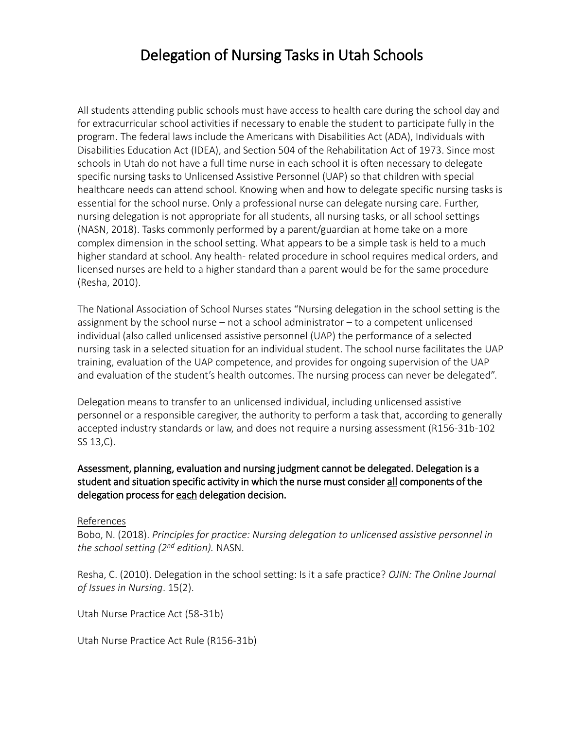# Delegation of Nursing Tasks in Utah Schools

All students attending public schools must have access to health care during the school day and for extracurricular school activities if necessary to enable the student to participate fully in the program. The federal laws include the Americans with Disabilities Act (ADA), Individuals with Disabilities Education Act (IDEA), and Section 504 of the Rehabilitation Act of 1973. Since most schools in Utah do not have a full time nurse in each school it is often necessary to delegate specific nursing tasks to Unlicensed Assistive Personnel (UAP) so that children with special healthcare needs can attend school. Knowing when and how to delegate specific nursing tasks is essential for the school nurse. Only a professional nurse can delegate nursing care. Further, nursing delegation is not appropriate for all students, all nursing tasks, or all school settings (NASN, 2018). Tasks commonly performed by a parent/guardian at home take on a more complex dimension in the school setting. What appears to be a simple task is held to a much higher standard at school. Any health- related procedure in school requires medical orders, and licensed nurses are held to a higher standard than a parent would be for the same procedure (Resha, 2010).

The National Association of School Nurses states "Nursing delegation in the school setting is the assignment by the school nurse – not a school administrator – to a competent unlicensed individual (also called unlicensed assistive personnel (UAP) the performance of a selected nursing task in a selected situation for an individual student. The school nurse facilitates the UAP training, evaluation of the UAP competence, and provides for ongoing supervision of the UAP and evaluation of the student's health outcomes. The nursing process can never be delegated".

Delegation means to transfer to an unlicensed individual, including unlicensed assistive personnel or a responsible caregiver, the authority to perform a task that, according to generally accepted industry standards or law, and does not require a nursing assessment (R156-31b-102 SS 13,C).

**Assessment, planning, evaluation and nursing judgment cannot be delegated. Delegation is a student and situation specific activity in which the nurse must consider <u>all</u> components of the delegation process for <u>each</u> delegation decision.**

<u>References</u>

Bobo, N. (2018). *Principles for practice: Nursing delegation to unlicensed assistive personnel in the school setting (2nd edition).* NASN.

Resha, C. (2010). Delegation in the school setting: Is it a safe practice? *OJIN: The Online Journal of Issues in Nursing*. 15(2).

Utah Nurse Practice Act (58-31b)

Utah Nurse Practice Act Rule (R156-31b)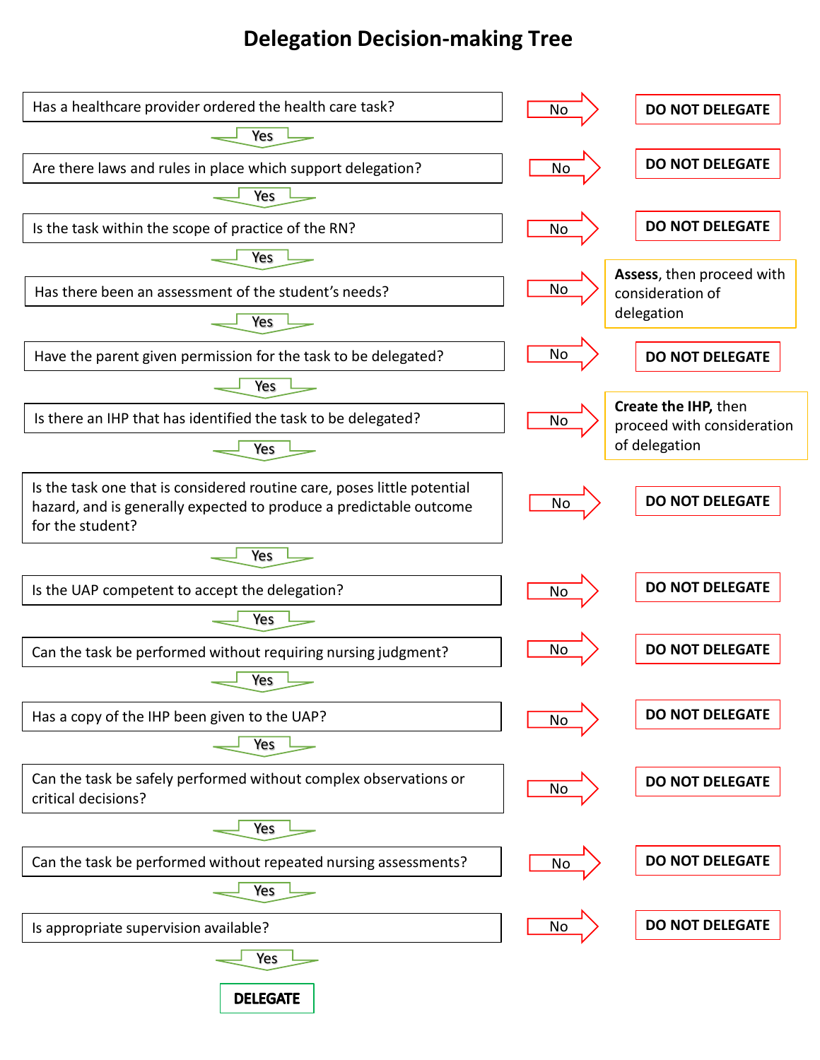# Delegation Decision-making Tree

Has a healthcare provider ordered the health care task? — No → **DO NOT DELEGATE**

Yes ↓

Are there laws and rules in place which support delegation? — No → **DO NOT DELEGATE**

Yes ↓

Is the task within the scope of practice of the RN? — No → **DO NOT DELEGATE**

Yes ↓

Has there been an assessment of the student's needs? — No → **Assess**, then proceed with consideration of delegation

Yes ↓

Have the parent given permission for the task to be delegated? — No → **DO NOT DELEGATE**

Yes ↓

Is there an IHP that has identified the task to be delegated? — No → **Create the IHP,** then proceed with consideration of delegation

Yes ↓

Is the task one that is considered routine care, poses little potential hazard, and is generally expected to produce a predictable outcome for the student? — No → **DO NOT DELEGATE**

Yes ↓

Is the UAP competent to accept the delegation? — No → **DO NOT DELEGATE**

Yes ↓

Can the task be performed without requiring nursing judgment? — No → **DO NOT DELEGATE**

Yes ↓

Has a copy of the IHP been given to the UAP? — No → **DO NOT DELEGATE**

Yes ↓

Can the task be safely performed without complex observations or critical decisions? — No → **DO NOT DELEGATE**

Yes ↓

Can the task be performed without repeated nursing assessments? — No → **DO NOT DELEGATE**

Yes ↓

Is appropriate supervision available? — No → **DO NOT DELEGATE**

Yes ↓

**DELEGATE**